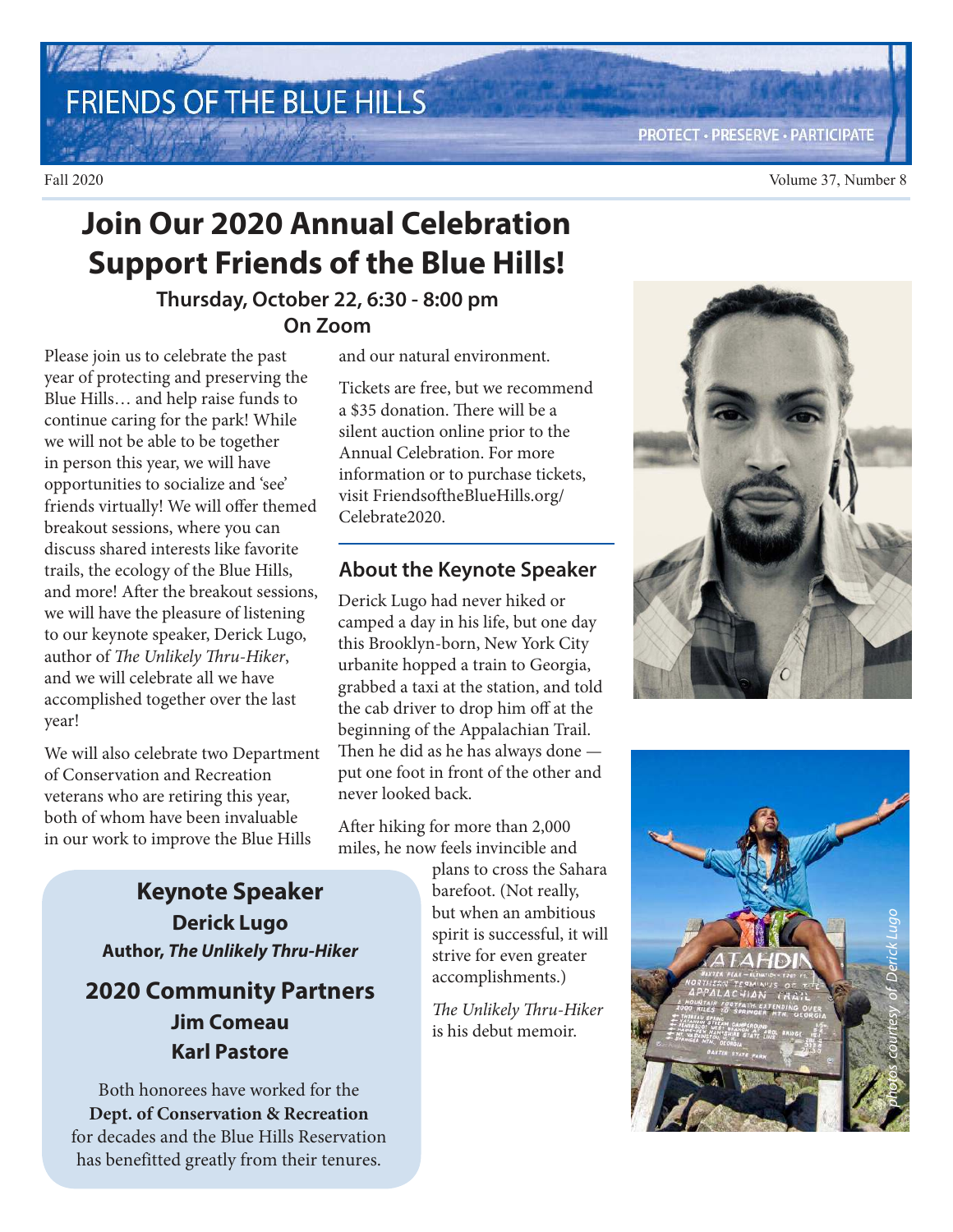# FRIENDS OF THE BLUE HILLS

PROTECT · PRESERVE · PARTICIPATE

Fall 2020

## Join Our 2020 Annual Celebration Support Friends of the Blue Hills!

### Thursday, October 22, 6:30 - 8:00 pm On Zoom

Please join us to celebrate the past year of protecting and preserving the Blue Hills… and help raise funds to continue caring for the park! While we will not be able to be together in person this year, we will have opportunities to socialize and 'see' friends virtually! We will offer themed breakout sessions, where you can discuss shared interests like favorite trails, the ecology of the Blue Hills, and more! After the breakout sessions, we will have the pleasure of listening to our keynote speaker, Derick Lugo, author of *The Unlikely Thru-Hiker*, and we will celebrate all we have accomplished together over the last year!

We will also celebrate two Department of Conservation and Recreation veterans who are retiring this year, both of whom have been invaluable in our work to improve the Blue Hills and our natural environment.

Tickets are free, but we recommend a $35 donation. There will be a silent auction online prior to the Annual Celebration. For more information or to purchase tickets, visit FriendsoftheBlueHills.org/Celebrate2020.

### Keynote Speaker

**Derick Lugo**

**Author, *The Unlikely Thru-Hiker***

### 2020 Community Partners

**Jim Comeau**

**Karl Pastore**

Both honorees have worked for the **Dept. of Conservation & Recreation** for decades and the Blue Hills Reservation has benefitted greatly from their tenures.

### About the Keynote Speaker

Derick Lugo had never hiked or camped a day in his life, but one day this Brooklyn-born, New York City urbanite hopped a train to Georgia, grabbed a taxi at the station, and told the cab driver to drop him off at the beginning of the Appalachian Trail. Then he did as he has always done — put one foot in front of the other and never looked back.

After hiking for more than 2,000 miles, he now feels invincible and plans to cross the Sahara barefoot. (Not really, but when an ambitious spirit is successful, it will strive for even greater accomplishments.)

*The Unlikely Thru-Hiker* is his debut memoir.

*photos courtesy of Derick Lugo*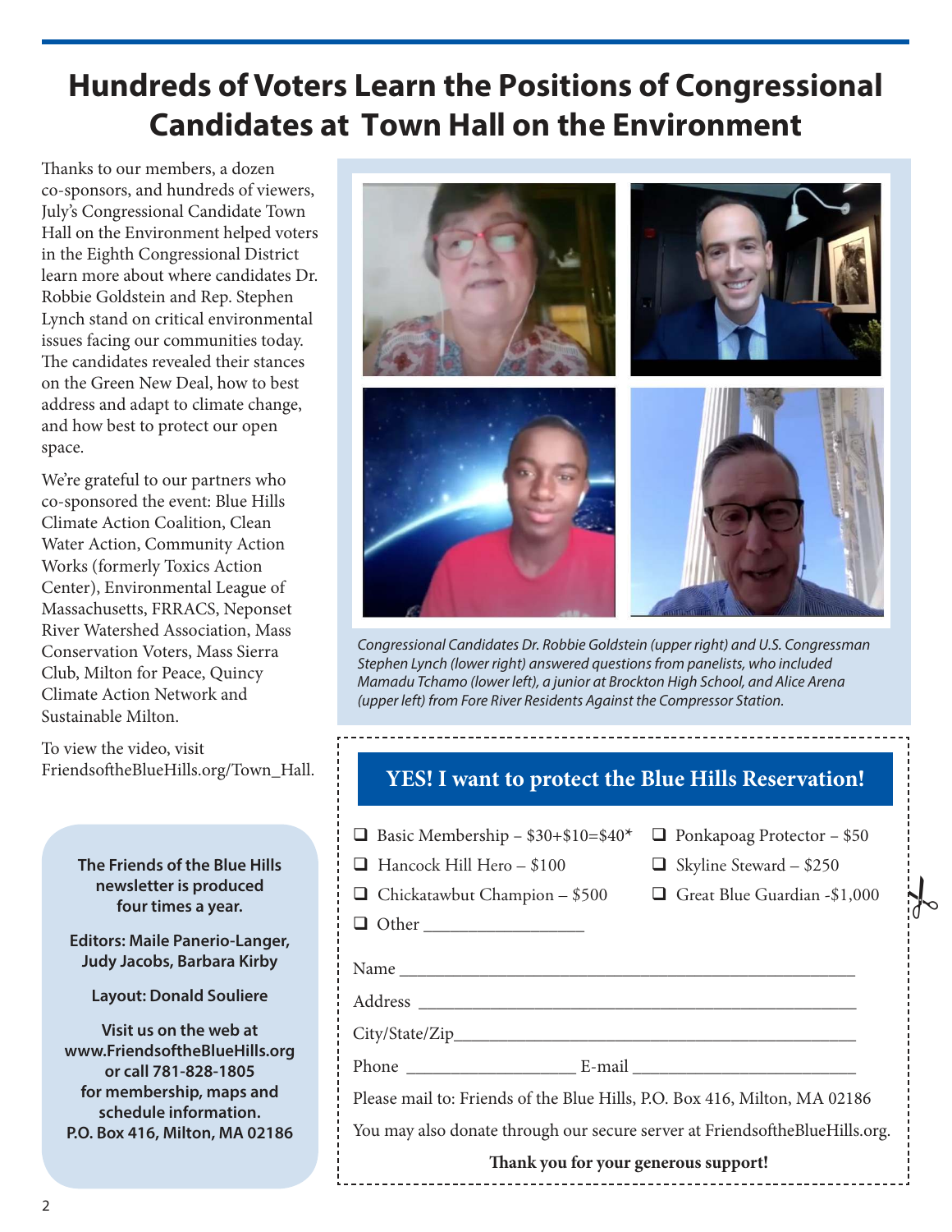# Hundreds of Voters Learn the Positions of Congressional Candidates at Town Hall on the Environment

Thanks to our members, a dozen co-sponsors, and hundreds of viewers, July's Congressional Candidate Town Hall on the Environment helped voters in the Eighth Congressional District learn more about where candidates Dr. Robbie Goldstein and Rep. Stephen Lynch stand on critical environmental issues facing our communities today. The candidates revealed their stances on the Green New Deal, how to best address and adapt to climate change, and how best to protect our open space.

We're grateful to our partners who co-sponsored the event: Blue Hills Climate Action Coalition, Clean Water Action, Community Action Works (formerly Toxics Action Center), Environmental League of Massachusetts, FRRACS, Neponset River Watershed Association, Mass Conservation Voters, Mass Sierra Club, Milton for Peace, Quincy Climate Action Network and Sustainable Milton.

To view the video, visit FriendsoftheBlueHills.org/Town_Hall.

*Congressional Candidates Dr. Robbie Goldstein (upper right) and U.S. Congressman Stephen Lynch (lower right) answered questions from panelists, who included Mamadu Tchamo (lower left), a junior at Brockton High School, and Alice Arena (upper left) from Fore River Residents Against the Compressor Station.*

**The Friends of the Blue Hills newsletter is produced four times a year.**

**Editors: Maile Panerio-Langer, Judy Jacobs, Barbara Kirby**

**Layout: Donald Souliere**

**Visit us on the web at www.FriendsoftheBlueHills.org or call 781-828-1805 for membership, maps and schedule information. P.O. Box 416, Milton, MA 02186**

## YES! I want to protect the Blue Hills Reservation!

- ❑ Basic Membership – $30+$10=$40*
- ❑ Ponkapoag Protector – $50
- ❑ Hancock Hill Hero – $100
- ❑ Skyline Steward – $250
- ❑ Chickatawbut Champion – $500
- ❑ Great Blue Guardian -$1,000
- ❑ Other __________________

Name ______________________________________________________

Address ____________________________________________________

City/State/Zip_______________________________________________

Phone ___________________ E-mail _________________________

Please mail to: Friends of the Blue Hills, P.O. Box 416, Milton, MA 02186

You may also donate through our secure server at FriendsoftheBlueHills.org.

**Thank you for your generous support!**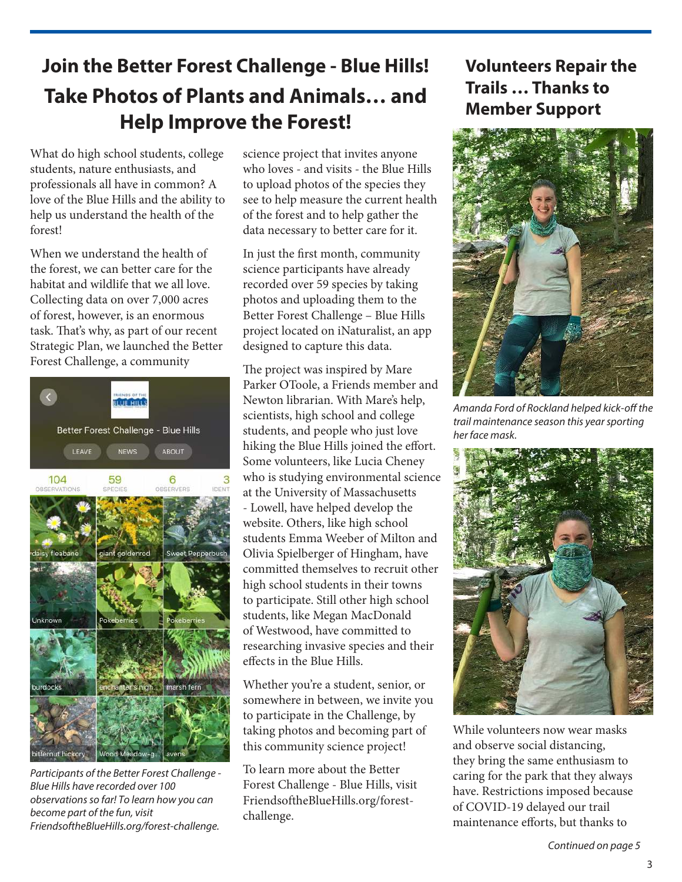# Join the Better Forest Challenge - Blue Hills! Take Photos of Plants and Animals… and Help Improve the Forest!

What do high school students, college students, nature enthusiasts, and professionals all have in common? A love of the Blue Hills and the ability to help us understand the health of the forest!

When we understand the health of the forest, we can better care for the habitat and wildlife that we all love. Collecting data on over 7,000 acres of forest, however, is an enormous task. That's why, as part of our recent Strategic Plan, we launched the Better Forest Challenge, a community science project that invites anyone who loves - and visits - the Blue Hills to upload photos of the species they see to help measure the current health of the forest and to help gather the data necessary to better care for it.

*Participants of the Better Forest Challenge - Blue Hills have recorded over 100 observations so far! To learn how you can become part of the fun, visit FriendsoftheBlueHills.org/forest-challenge.*

In just the first month, community science participants have already recorded over 59 species by taking photos and uploading them to the Better Forest Challenge – Blue Hills project located on iNaturalist, an app designed to capture this data.

The project was inspired by Mare Parker OToole, a Friends member and Newton librarian. With Mare's help, scientists, high school and college students, and people who just love hiking the Blue Hills joined the effort. Some volunteers, like Lucia Cheney who is studying environmental science at the University of Massachusetts - Lowell, have helped develop the website. Others, like high school students Emma Weeber of Milton and Olivia Spielberger of Hingham, have committed themselves to recruit other high school students in their towns to participate. Still other high school students, like Megan MacDonald of Westwood, have committed to researching invasive species and their effects in the Blue Hills.

Whether you're a student, senior, or somewhere in between, we invite you to participate in the Challenge, by taking photos and becoming part of this community science project!

To learn more about the Better Forest Challenge - Blue Hills, visit FriendsoftheBlueHills.org/forest-challenge.

## Volunteers Repair the Trails … Thanks to Member Support

*Amanda Ford of Rockland helped kick-off the trail maintenance season this year sporting her face mask.*

While volunteers now wear masks and observe social distancing, they bring the same enthusiasm to caring for the park that they always have. Restrictions imposed because of COVID-19 delayed our trail maintenance efforts, but thanks to

*Continued on page 5*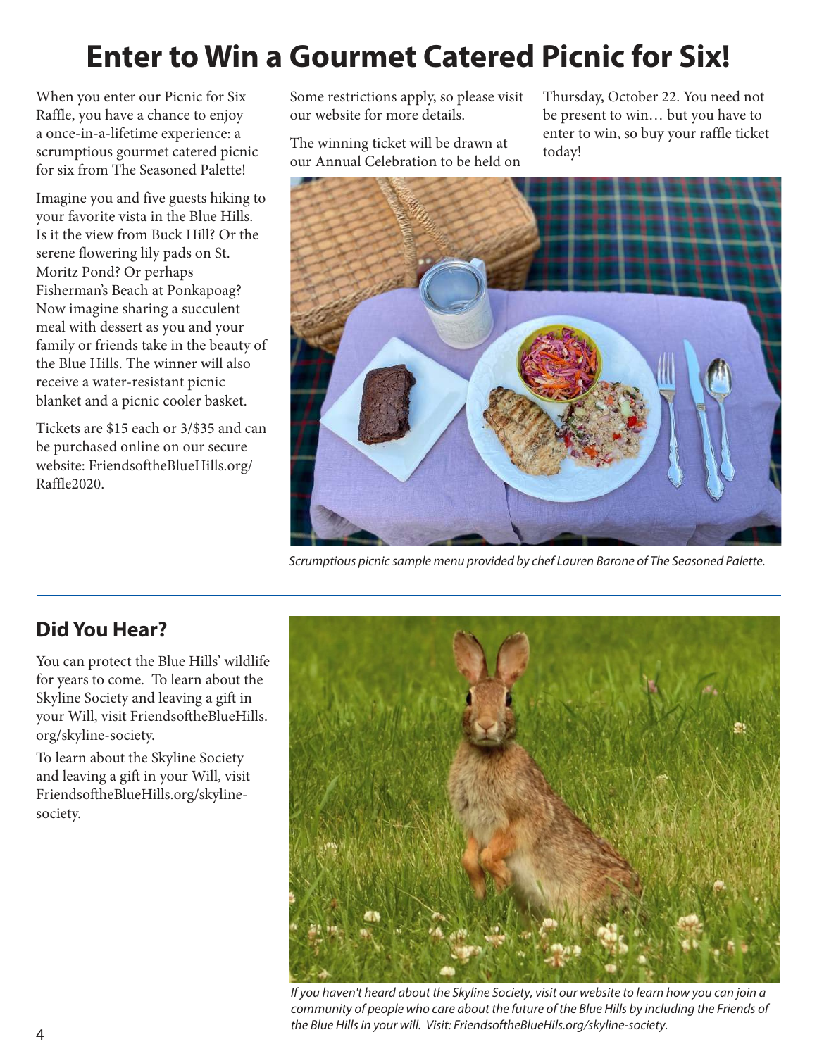# Enter to Win a Gourmet Catered Picnic for Six!

When you enter our Picnic for Six Raffle, you have a chance to enjoy a once-in-a-lifetime experience: a scrumptious gourmet catered picnic for six from The Seasoned Palette!

Imagine you and five guests hiking to your favorite vista in the Blue Hills. Is it the view from Buck Hill? Or the serene flowering lily pads on St. Moritz Pond? Or perhaps Fisherman's Beach at Ponkapoag? Now imagine sharing a succulent meal with dessert as you and your family or friends take in the beauty of the Blue Hills. The winner will also receive a water-resistant picnic blanket and a picnic cooler basket.

Tickets are $15 each or 3/$35 and can be purchased online on our secure website: FriendsoftheBlueHills.org/Raffle2020.

Some restrictions apply, so please visit our website for more details.

The winning ticket will be drawn at our Annual Celebration to be held on Thursday, October 22. You need not be present to win… but you have to enter to win, so buy your raffle ticket today!

*Scrumptious picnic sample menu provided by chef Lauren Barone of The Seasoned Palette.*

---

## Did You Hear?

You can protect the Blue Hills' wildlife for years to come. To learn about the Skyline Society and leaving a gift in your Will, visit FriendsoftheBlueHills.org/skyline-society.

To learn about the Skyline Society and leaving a gift in your Will, visit FriendsoftheBlueHills.org/skyline-society.

*If you haven't heard about the Skyline Society, visit our website to learn how you can join a community of people who care about the future of the Blue Hills by including the Friends of the Blue Hills in your will. Visit: FriendsoftheBlueHils.org/skyline-society.*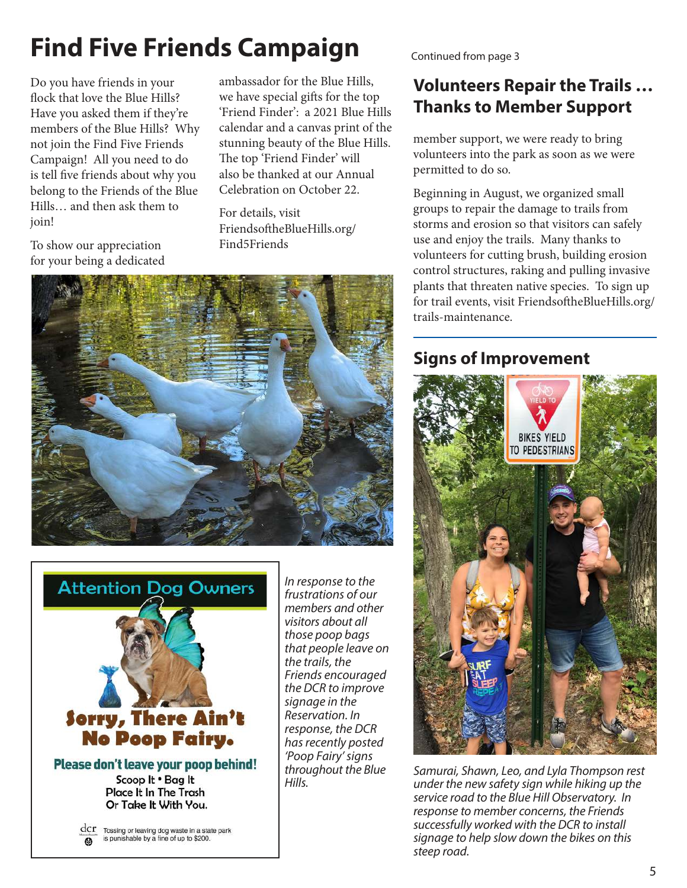# Find Five Friends Campaign

Do you have friends in your flock that love the Blue Hills? Have you asked them if they're members of the Blue Hills? Why not join the Find Five Friends Campaign! All you need to do is tell five friends about why you belong to the Friends of the Blue Hills… and then ask them to join!

To show our appreciation for your being a dedicated ambassador for the Blue Hills, we have special gifts for the top 'Friend Finder': a 2021 Blue Hills calendar and a canvas print of the stunning beauty of the Blue Hills. The top 'Friend Finder' will also be thanked at our Annual Celebration on October 22.

For details, visit FriendsoftheBlueHills.org/Find5Friends

Attention Dog Owners

Sorry, There Ain't No Poop Fairy.

Please don't leave your poop behind!

Scoop It • Bag It
Place It In The Trash
Or Take It With You.

Tossing or leaving dog waste in a state park is punishable by a fine of up to $200.

*In response to the frustrations of our members and other visitors about all those poop bags that people leave on the trails, the Friends encouraged the DCR to improve signage in the Reservation. In response, the DCR has recently posted 'Poop Fairy' signs throughout the Blue Hills.*

Continued from page 3

## Volunteers Repair the Trails … Thanks to Member Support

member support, we were ready to bring volunteers into the park as soon as we were permitted to do so.

Beginning in August, we organized small groups to repair the damage to trails from storms and erosion so that visitors can safely use and enjoy the trails. Many thanks to volunteers for cutting brush, building erosion control structures, raking and pulling invasive plants that threaten native species. To sign up for trail events, visit FriendsoftheBlueHills.org/trails-maintenance.

## Signs of Improvement

*Samurai, Shawn, Leo, and Lyla Thompson rest under the new safety sign while hiking up the service road to the Blue Hill Observatory. In response to member concerns, the Friends successfully worked with the DCR to install signage to help slow down the bikes on this steep road.*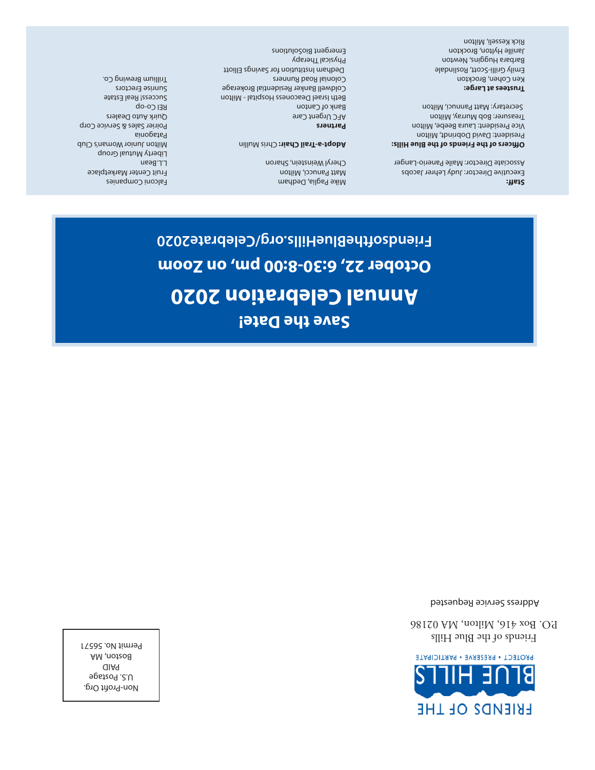**Staff:**
Executive Director: Judy Lehrer Jacobs
Associate Director: Maile Panerio-Langer

**Officers of the Friends of the Blue Hills:**
President: David Dobrindt, Milton
Vice President: Laura Beebe, Milton
Treasurer: Bob Murray, Milton
Secretary: Matt Panucci, Milton

**Trustees at Large:**
Ken Cohen, Brockton
Emily Grilli-Scott, Roslindale
Barbara Huggins, Newton
Janille Hylton, Brockton
Rick Kesseli, Milton

Mike Paglia, Dedham
Matt Panucci, Milton
Cheryl Weinstein, Sharon

**Adopt-a-Trail Chair:** Chris Mullin

**Partners**
AFC Urgent Care
Bank of Canton
Beth Israel Deaconess Hospital - Milton
Coldwell Banker Residential Brokerage
Colonial Road Runners
Dedham Institution for Savings Elliott
Physical Therapy
Emergent BioSolutions

Falconi Companies
Fruit Center Marketplace
L.L.Bean
Liberty Mutual Group
Milton Junior Woman's Club
Patagonia
Poirier Sales & Service Corp
Quirk Auto Dealers
REI Co-op
Success! Real Estate
Sunrise Erectors
Trillium Brewing Co.

# Save the Date!

# Annual Celebration 2020

**October 22, 6:30-8:00 pm, on Zoom**

**FriendsoftheBlueHills.org/Celebrate2020**

FRIENDS OF THE
BLUE HILLS
PROTECT • PRESERVE • PARTICIPATE

Friends of the Blue Hills
P.O. Box 416, Milton, MA 02186

Address Service Requested

Non-Profit Org.
U.S. Postage
PAID
Boston, MA
Permit No. 56571